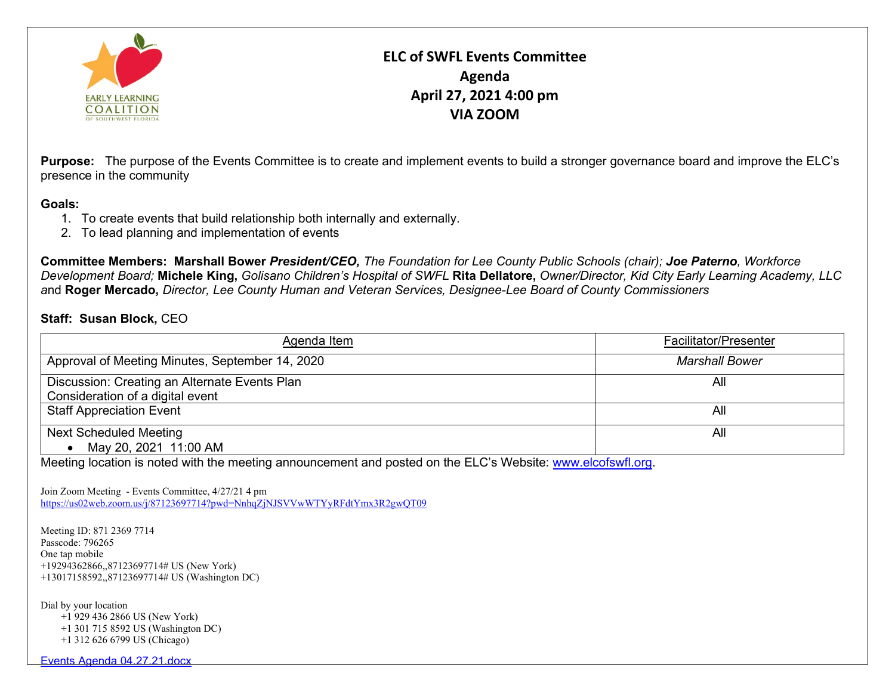# ELC of SWFL Events Committee

## Agenda

## April 27, 2021 4:00 pm

## VIA ZOOM

**Purpose:** The purpose of the Events Committee is to create and implement events to build a stronger governance board and improve the ELC's presence in the community

**Goals:**

1. To create events that build relationship both internally and externally.
2. To lead planning and implementation of events

**Committee Members: Marshall Bower** ***President/CEO,*** *The Foundation for Lee County Public Schools (chair);* ***Joe Paterno****, Workforce Development Board;* **Michele King,** *Golisano Children's Hospital of SWFL* **Rita Dellatore,** *Owner/Director, Kid City Early Learning Academy, LLC and* **Roger Mercado,** *Director, Lee County Human and Veteran Services, Designee-Lee Board of County Commissioners*

**Staff: Susan Block,** CEO

| Agenda Item | Facilitator/Presenter |
|---|---|
| Approval of Meeting Minutes, September 14, 2020 | *Marshall Bower* |
| Discussion: Creating an Alternate Events Plan<br>Consideration of a digital event | All |
| Staff Appreciation Event | All |
| Next Scheduled Meeting<br>• May 20, 2021 11:00 AM | All |

Meeting location is noted with the meeting announcement and posted on the ELC's Website: [www.elcofswfl.org](www.elcofswfl.org).

Join Zoom Meeting - Events Committee, 4/27/21 4 pm
https://us02web.zoom.us/j/87123697714?pwd=NnhqZjNJSVVwWTYyRFdtYmx3R2gwQT09

Meeting ID: 871 2369 7714
Passcode: 796265
One tap mobile
+19294362866,,87123697714# US (New York)
+13017158592,,87123697714# US (Washington DC)

Dial by your location
+1 929 436 2866 US (New York)
+1 301 715 8592 US (Washington DC)
+1 312 626 6799 US (Chicago)

Events Agenda 04.27.21.docx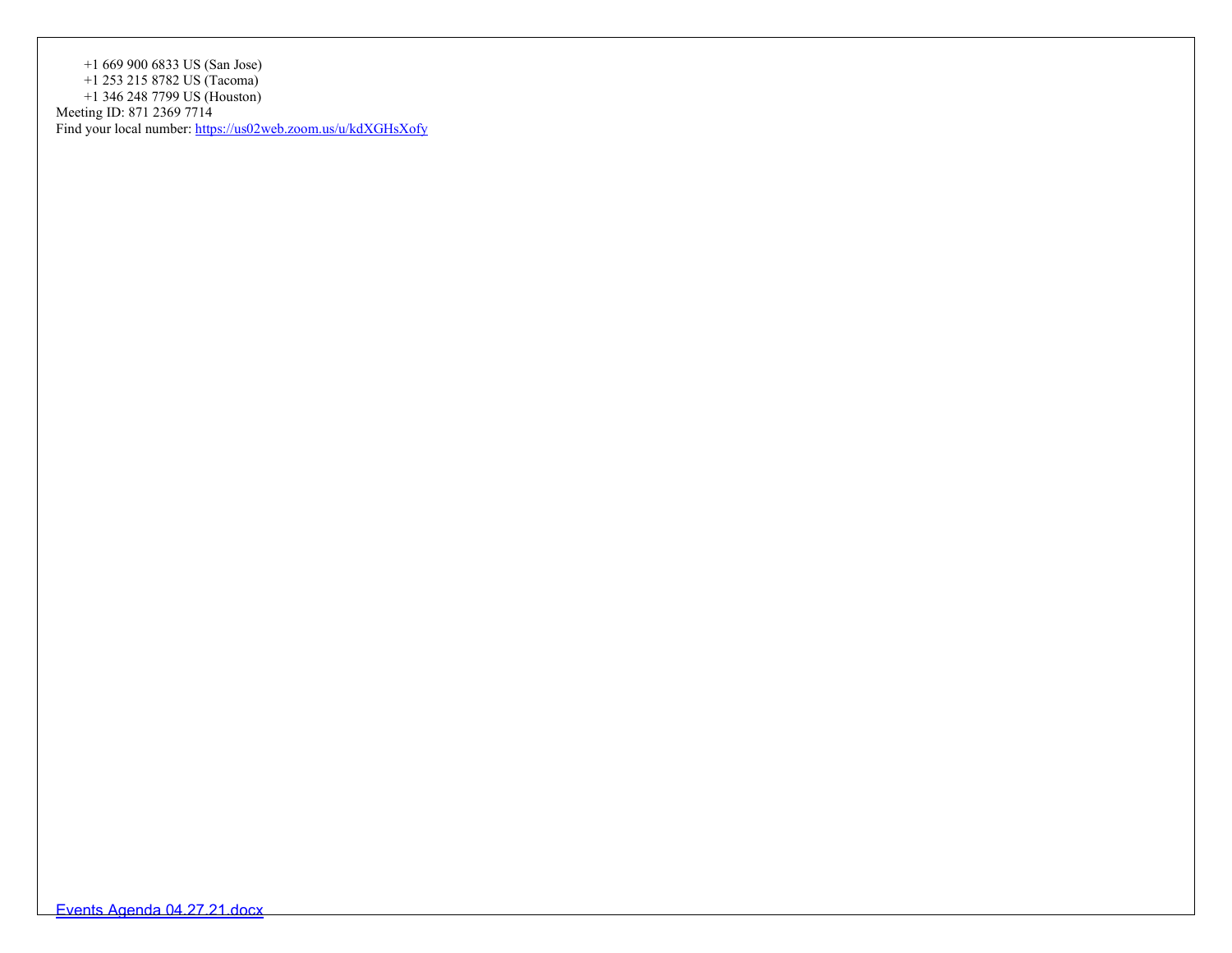+1 669 900 6833 US (San Jose)
+1 253 215 8782 US (Tacoma)
+1 346 248 7799 US (Houston)

Meeting ID: 871 2369 7714

Find your local number: https://us02web.zoom.us/u/kdXGHsXofy